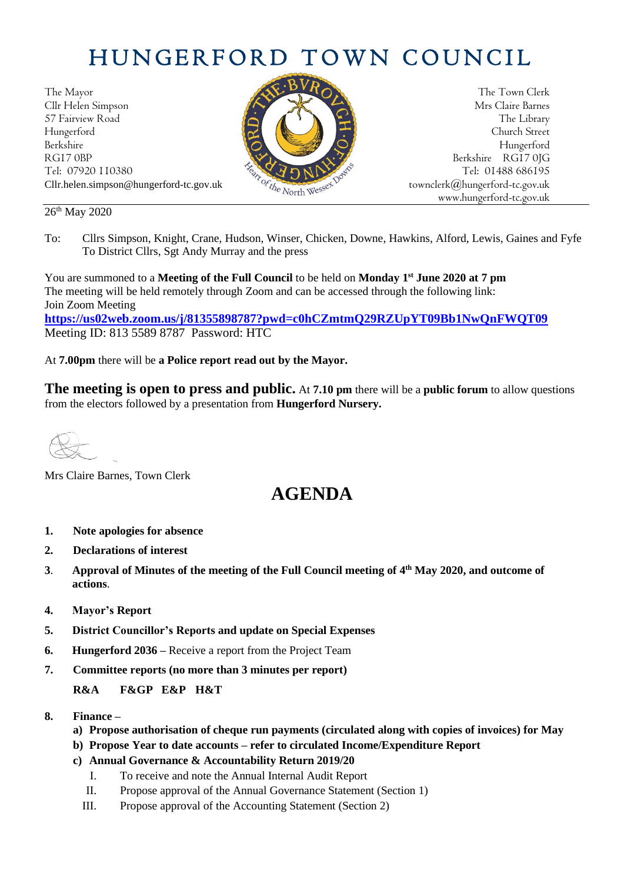# HUNGERFORD TOWN COUNCIL

The Mayor
Cllr Helen Simpson
57 Fairview Road
Hungerford
Berkshire
RG17 0BP
Tel: 07920 110380
Cllr.helen.simpson@hungerford-tc.gov.uk

The Town Clerk
Mrs Claire Barnes
The Library
Church Street
Hungerford
Berkshire RG17 0JG
Tel: 01488 686195
townclerk@hungerford-tc.gov.uk
www.hungerford-tc.gov.uk

26th May 2020

To: Cllrs Simpson, Knight, Crane, Hudson, Winser, Chicken, Downe, Hawkins, Alford, Lewis, Gaines and Fyfe
To District Cllrs, Sgt Andy Murray and the press

You are summoned to a **Meeting of the Full Council** to be held on **Monday 1st June 2020 at 7 pm**
The meeting will be held remotely through Zoom and can be accessed through the following link:
Join Zoom Meeting
**https://us02web.zoom.us/j/81355898787?pwd=c0hCZmtmQ29RZUpYT09Bb1NwQnFWQT09**
Meeting ID: 813 5589 8787 Password: HTC

At **7.00pm** there will be **a Police report read out by the Mayor.**

**The meeting is open to press and public.** At **7.10 pm** there will be a **public forum** to allow questions from the electors followed by a presentation from **Hungerford Nursery.**

Mrs Claire Barnes, Town Clerk

## AGENDA

1. **Note apologies for absence**
2. **Declarations of interest**
3. **Approval of Minutes of the meeting of the Full Council meeting of 4th May 2020, and outcome of actions**.
4. **Mayor's Report**
5. **District Councillor's Reports and update on Special Expenses**
6. **Hungerford 2036 –** Receive a report from the Project Team
7. **Committee reports (no more than 3 minutes per report)**

   **R&A F&GP E&P H&T**

8. **Finance –**
   a) **Propose authorisation of cheque run payments (circulated along with copies of invoices) for May**
   b) **Propose Year to date accounts – refer to circulated Income/Expenditure Report**
   c) **Annual Governance & Accountability Return 2019/20**
      I. To receive and note the Annual Internal Audit Report
      II. Propose approval of the Annual Governance Statement (Section 1)
      III. Propose approval of the Accounting Statement (Section 2)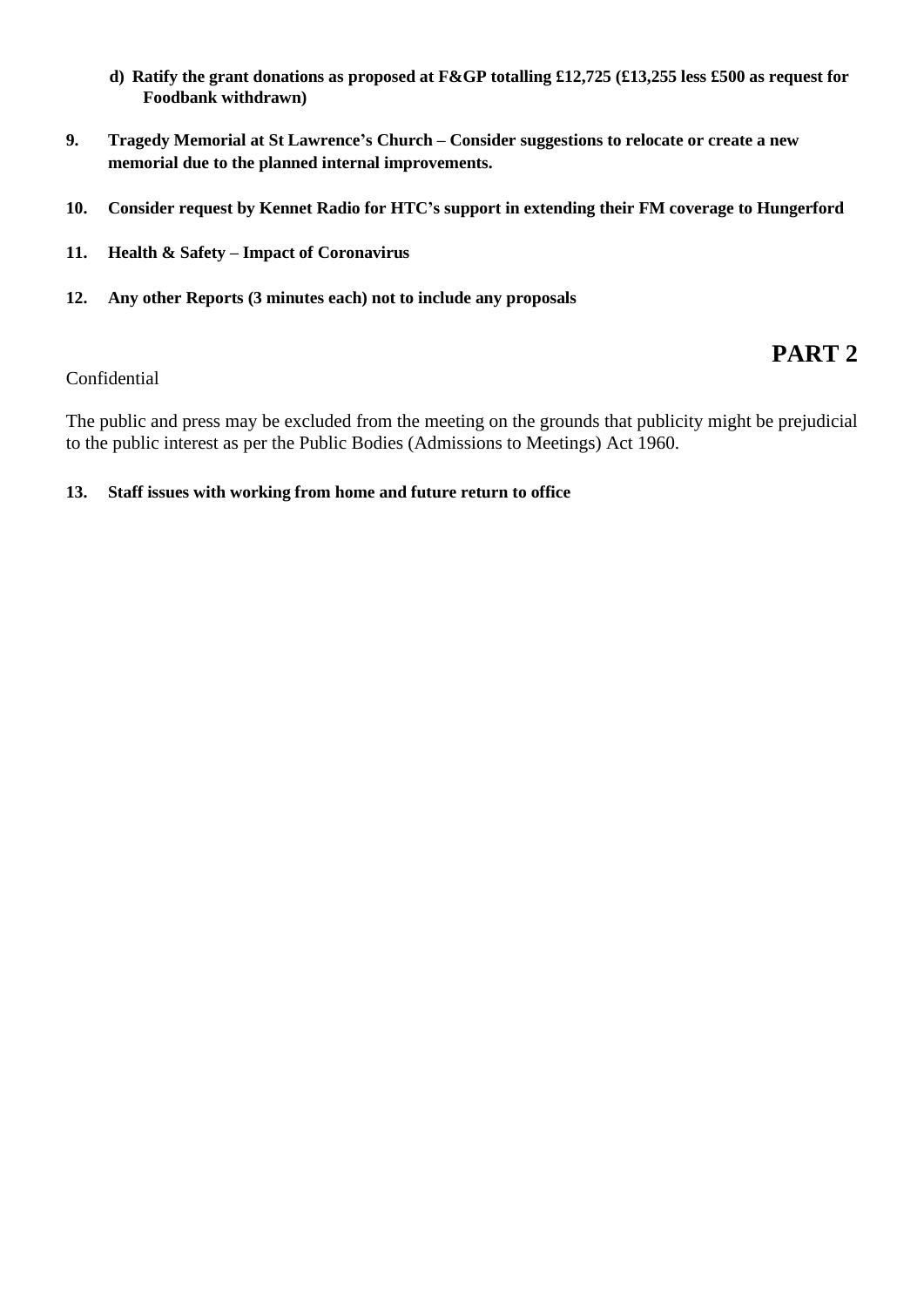**d) Ratify the grant donations as proposed at F&GP totalling £12,725 (£13,255 less £500 as request for Foodbank withdrawn)**

**9. Tragedy Memorial at St Lawrence's Church – Consider suggestions to relocate or create a new memorial due to the planned internal improvements.**

**10. Consider request by Kennet Radio for HTC's support in extending their FM coverage to Hungerford**

**11. Health & Safety – Impact of Coronavirus**

**12. Any other Reports (3 minutes each) not to include any proposals**

# PART 2

Confidential

The public and press may be excluded from the meeting on the grounds that publicity might be prejudicial to the public interest as per the Public Bodies (Admissions to Meetings) Act 1960.

**13. Staff issues with working from home and future return to office**